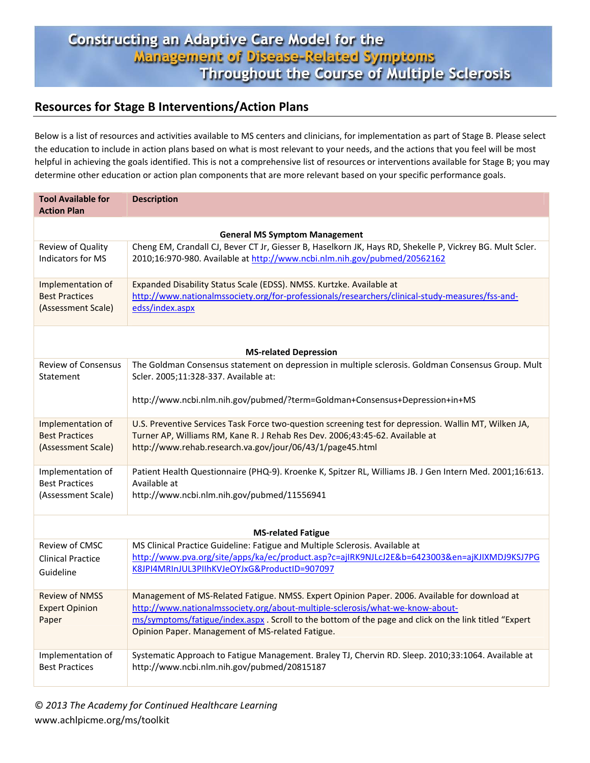# Constructing an Adaptive Care Model for the Management of Disease-Related Symptoms Throughout the Course of Multiple Sclerosis

## Resources for Stage B Interventions/Action Plans

Below is a list of resources and activities available to MS centers and clinicians, for implementation as part of Stage B. Please select the education to include in action plans based on what is most relevant to your needs, and the actions that you feel will be most helpful in achieving the goals identified. This is not a comprehensive list of resources or interventions available for Stage B; you may determine other education or action plan components that are more relevant based on your specific performance goals.

| Tool Available for Action Plan | Description |
|---|---|
| **General MS Symptom Management** | |
| Review of Quality Indicators for MS | Cheng EM, Crandall CJ, Bever CT Jr, Giesser B, Haselkorn JK, Hays RD, Shekelle P, Vickrey BG. Mult Scler. 2010;16:970-980. Available at http://www.ncbi.nlm.nih.gov/pubmed/20562162 |
| Implementation of Best Practices (Assessment Scale) | Expanded Disability Status Scale (EDSS). NMSS. Kurtzke. Available at http://www.nationalmssociety.org/for-professionals/researchers/clinical-study-measures/fss-and-edss/index.aspx |
| **MS-related Depression** | |
| Review of Consensus Statement | The Goldman Consensus statement on depression in multiple sclerosis. Goldman Consensus Group. Mult Scler. 2005;11:328-337. Available at: http://www.ncbi.nlm.nih.gov/pubmed/?term=Goldman+Consensus+Depression+in+MS |
| Implementation of Best Practices (Assessment Scale) | U.S. Preventive Services Task Force two-question screening test for depression. Wallin MT, Wilken JA, Turner AP, Williams RM, Kane R. J Rehab Res Dev. 2006;43:45-62. Available at http://www.rehab.research.va.gov/jour/06/43/1/page45.html |
| Implementation of Best Practices (Assessment Scale) | Patient Health Questionnaire (PHQ-9). Kroenke K, Spitzer RL, Williams JB. J Gen Intern Med. 2001;16:613. Available at http://www.ncbi.nlm.nih.gov/pubmed/11556941 |
| **MS-related Fatigue** | |
| Review of CMSC Clinical Practice Guideline | MS Clinical Practice Guideline: Fatigue and Multiple Sclerosis. Available at http://www.pva.org/site/apps/ka/ec/product.asp?c=ajIRK9NJLcJ2E&b=6423003&en=ajKJIXMDJ9KSJ7PGK8JPI4MRInJUL3PIIhKVJeOYJxG&ProductID=907097 |
| Review of NMSS Expert Opinion Paper | Management of MS-Related Fatigue. NMSS. Expert Opinion Paper. 2006. Available for download at http://www.nationalmssociety.org/about-multiple-sclerosis/what-we-know-about-ms/symptoms/fatigue/index.aspx . Scroll to the bottom of the page and click on the link titled "Expert Opinion Paper. Management of MS-related Fatigue. |
| Implementation of Best Practices | Systematic Approach to Fatigue Management. Braley TJ, Chervin RD. Sleep. 2010;33:1064. Available at http://www.ncbi.nlm.nih.gov/pubmed/20815187 |

*© 2013 The Academy for Continued Healthcare Learning*
www.achlpicme.org/ms/toolkit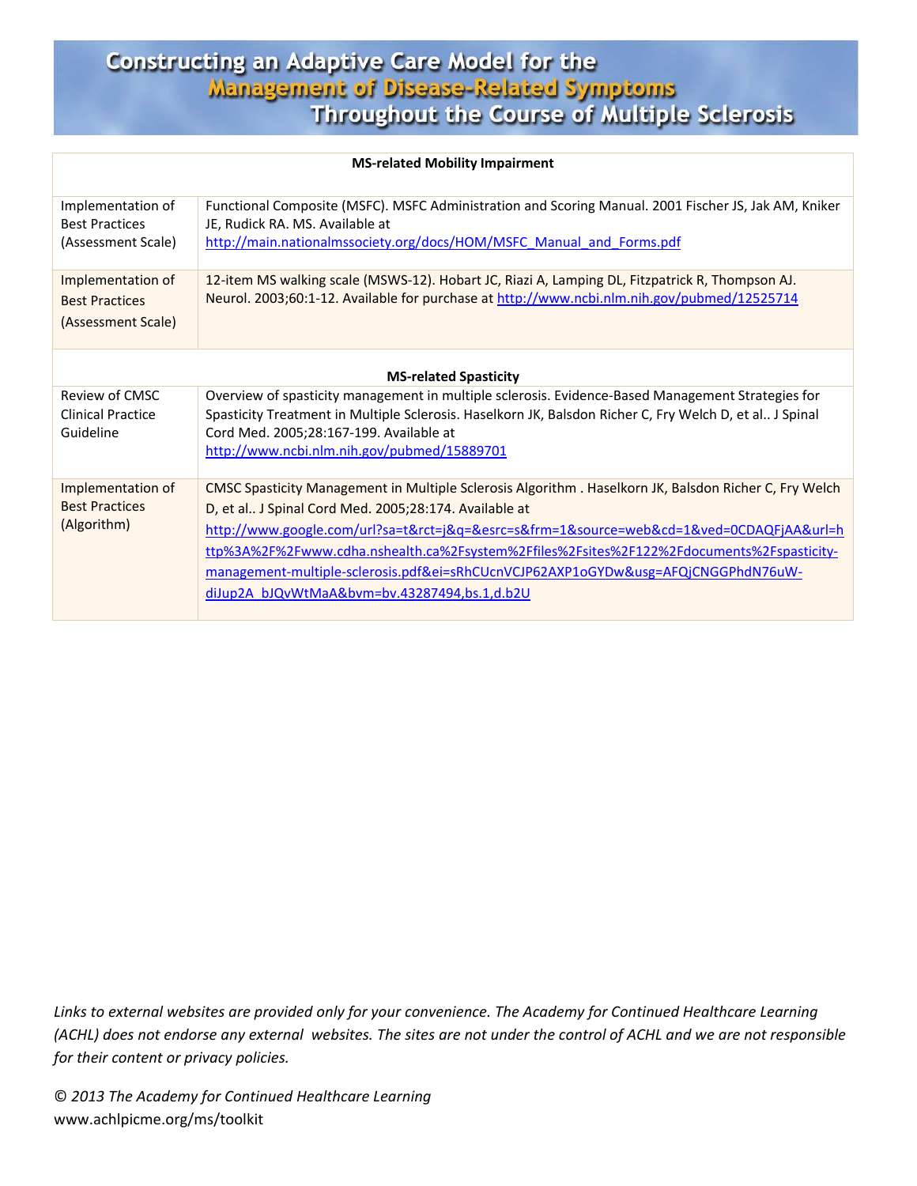# Constructing an Adaptive Care Model for the Management of Disease-Related Symptoms Throughout the Course of Multiple Sclerosis

| | |
|---|---|
| **MS-related Mobility Impairment** | |
| Implementation of Best Practices (Assessment Scale) | Functional Composite (MSFC). MSFC Administration and Scoring Manual. 2001 Fischer JS, Jak AM, Kniker JE, Rudick RA. MS. Available at http://main.nationalmssociety.org/docs/HOM/MSFC_Manual_and_Forms.pdf |
| Implementation of Best Practices (Assessment Scale) | 12-item MS walking scale (MSWS-12). Hobart JC, Riazi A, Lamping DL, Fitzpatrick R, Thompson AJ. Neurol. 2003;60:1-12. Available for purchase at http://www.ncbi.nlm.nih.gov/pubmed/12525714 |
| **MS-related Spasticity** | |
| Review of CMSC Clinical Practice Guideline | Overview of spasticity management in multiple sclerosis. Evidence-Based Management Strategies for Spasticity Treatment in Multiple Sclerosis. Haselkorn JK, Balsdon Richer C, Fry Welch D, et al.. J Spinal Cord Med. 2005;28:167-199. Available at http://www.ncbi.nlm.nih.gov/pubmed/15889701 |
| Implementation of Best Practices (Algorithm) | CMSC Spasticity Management in Multiple Sclerosis Algorithm . Haselkorn JK, Balsdon Richer C, Fry Welch D, et al.. J Spinal Cord Med. 2005;28:174. Available at http://www.google.com/url?sa=t&rct=j&q=&esrc=s&frm=1&source=web&cd=1&ved=0CDAQFjAA&url=http%3A%2F%2Fwww.cdha.nshealth.ca%2Fsystem%2Ffiles%2Fsites%2F122%2Fdocuments%2Fspasticity-management-multiple-sclerosis.pdf&ei=sRhCUcnVCJP62AXP1oGYDw&usg=AFQjCNGGPhdN76uW-diJup2A_bJQvWtMaA&bvm=bv.43287494,bs.1,d.b2U |

*Links to external websites are provided only for your convenience. The Academy for Continued Healthcare Learning (ACHL) does not endorse any external websites. The sites are not under the control of ACHL and we are not responsible for their content or privacy policies.*

*© 2013 The Academy for Continued Healthcare Learning*
www.achlpicme.org/ms/toolkit